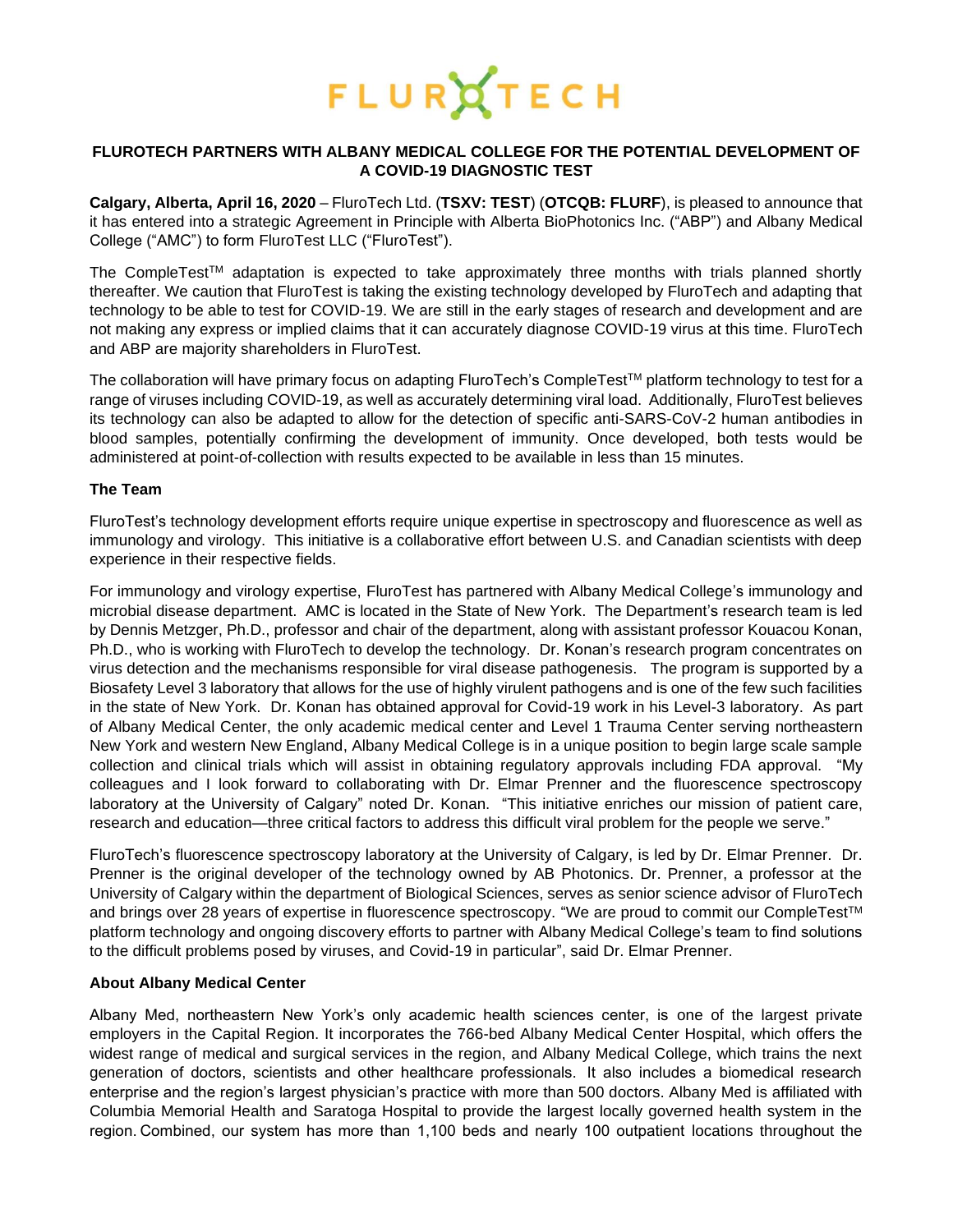# FLUROTECH

## FLUROTECH PARTNERS WITH ALBANY MEDICAL COLLEGE FOR THE POTENTIAL DEVELOPMENT OF A COVID-19 DIAGNOSTIC TEST

**Calgary, Alberta, April 16, 2020** – FluroTech Ltd. (**TSXV: TEST**) (**OTCQB: FLURF**), is pleased to announce that it has entered into a strategic Agreement in Principle with Alberta BioPhotonics Inc. ("ABP") and Albany Medical College ("AMC") to form FluroTest LLC ("FluroTest").

The CompleTest™ adaptation is expected to take approximately three months with trials planned shortly thereafter. We caution that FluroTest is taking the existing technology developed by FluroTech and adapting that technology to be able to test for COVID-19. We are still in the early stages of research and development and are not making any express or implied claims that it can accurately diagnose COVID-19 virus at this time. FluroTech and ABP are majority shareholders in FluroTest.

The collaboration will have primary focus on adapting FluroTech's CompleTest™ platform technology to test for a range of viruses including COVID-19, as well as accurately determining viral load. Additionally, FluroTest believes its technology can also be adapted to allow for the detection of specific anti-SARS-CoV-2 human antibodies in blood samples, potentially confirming the development of immunity. Once developed, both tests would be administered at point-of-collection with results expected to be available in less than 15 minutes.

### The Team

FluroTest's technology development efforts require unique expertise in spectroscopy and fluorescence as well as immunology and virology. This initiative is a collaborative effort between U.S. and Canadian scientists with deep experience in their respective fields.

For immunology and virology expertise, FluroTest has partnered with Albany Medical College's immunology and microbial disease department. AMC is located in the State of New York. The Department's research team is led by Dennis Metzger, Ph.D., professor and chair of the department, along with assistant professor Kouacou Konan, Ph.D., who is working with FluroTech to develop the technology. Dr. Konan's research program concentrates on virus detection and the mechanisms responsible for viral disease pathogenesis. The program is supported by a Biosafety Level 3 laboratory that allows for the use of highly virulent pathogens and is one of the few such facilities in the state of New York. Dr. Konan has obtained approval for Covid-19 work in his Level-3 laboratory. As part of Albany Medical Center, the only academic medical center and Level 1 Trauma Center serving northeastern New York and western New England, Albany Medical College is in a unique position to begin large scale sample collection and clinical trials which will assist in obtaining regulatory approvals including FDA approval. "My colleagues and I look forward to collaborating with Dr. Elmar Prenner and the fluorescence spectroscopy laboratory at the University of Calgary" noted Dr. Konan. "This initiative enriches our mission of patient care, research and education—three critical factors to address this difficult viral problem for the people we serve."

FluroTech's fluorescence spectroscopy laboratory at the University of Calgary, is led by Dr. Elmar Prenner. Dr. Prenner is the original developer of the technology owned by AB Photonics. Dr. Prenner, a professor at the University of Calgary within the department of Biological Sciences, serves as senior science advisor of FluroTech and brings over 28 years of expertise in fluorescence spectroscopy. "We are proud to commit our CompleTest™ platform technology and ongoing discovery efforts to partner with Albany Medical College's team to find solutions to the difficult problems posed by viruses, and Covid-19 in particular", said Dr. Elmar Prenner.

### About Albany Medical Center

Albany Med, northeastern New York's only academic health sciences center, is one of the largest private employers in the Capital Region. It incorporates the 766-bed Albany Medical Center Hospital, which offers the widest range of medical and surgical services in the region, and Albany Medical College, which trains the next generation of doctors, scientists and other healthcare professionals. It also includes a biomedical research enterprise and the region's largest physician's practice with more than 500 doctors. Albany Med is affiliated with Columbia Memorial Health and Saratoga Hospital to provide the largest locally governed health system in the region. Combined, our system has more than 1,100 beds and nearly 100 outpatient locations throughout the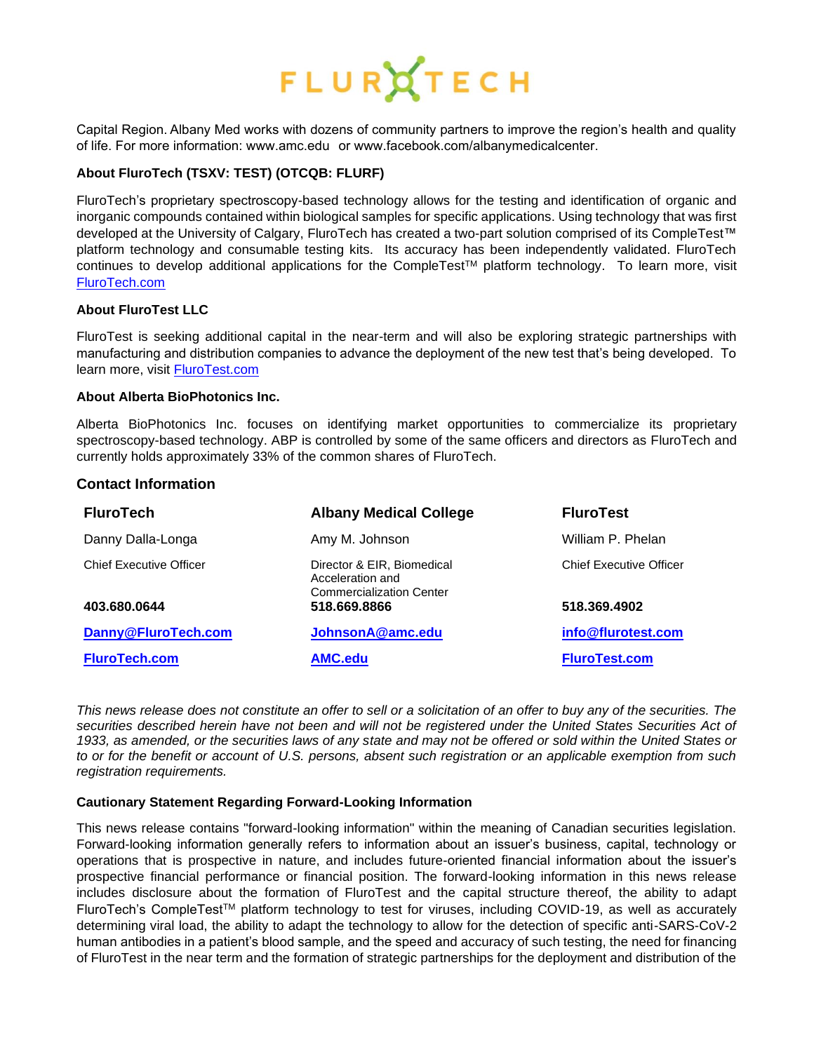Capital Region. Albany Med works with dozens of community partners to improve the region's health and quality of life. For more information: www.amc.edu or www.facebook.com/albanymedicalcenter.

**About FluroTech (TSXV: TEST) (OTCQB: FLURF)**

FluroTech's proprietary spectroscopy-based technology allows for the testing and identification of organic and inorganic compounds contained within biological samples for specific applications. Using technology that was first developed at the University of Calgary, FluroTech has created a two-part solution comprised of its CompleTest™ platform technology and consumable testing kits. Its accuracy has been independently validated. FluroTech continues to develop additional applications for the CompleTest™ platform technology. To learn more, visit [FluroTech.com](FluroTech.com)

**About FluroTest LLC**

FluroTest is seeking additional capital in the near-term and will also be exploring strategic partnerships with manufacturing and distribution companies to advance the deployment of the new test that's being developed. To learn more, visit [FluroTest.com](FluroTest.com)

**About Alberta BioPhotonics Inc.**

Alberta BioPhotonics Inc. focuses on identifying market opportunities to commercialize its proprietary spectroscopy-based technology. ABP is controlled by some of the same officers and directors as FluroTech and currently holds approximately 33% of the common shares of FluroTech.

## Contact Information

| FluroTech | Albany Medical College | FluroTest |
|---|---|---|
| Danny Dalla-Longa | Amy M. Johnson | William P. Phelan |
| Chief Executive Officer | Director & EIR, Biomedical Acceleration and Commercialization Center | Chief Executive Officer |
| **403.680.0644** | **518.669.8866** | **518.369.4902** |
| **Danny@FluroTech.com** | **JohnsonA@amc.edu** | **info@flurotest.com** |
| **FluroTech.com** | **AMC.edu** | **FluroTest.com** |

*This news release does not constitute an offer to sell or a solicitation of an offer to buy any of the securities. The securities described herein have not been and will not be registered under the United States Securities Act of 1933, as amended, or the securities laws of any state and may not be offered or sold within the United States or to or for the benefit or account of U.S. persons, absent such registration or an applicable exemption from such registration requirements.*

**Cautionary Statement Regarding Forward-Looking Information**

This news release contains "forward-looking information" within the meaning of Canadian securities legislation. Forward-looking information generally refers to information about an issuer's business, capital, technology or operations that is prospective in nature, and includes future-oriented financial information about the issuer's prospective financial performance or financial position. The forward-looking information in this news release includes disclosure about the formation of FluroTest and the capital structure thereof, the ability to adapt FluroTech's CompleTest™ platform technology to test for viruses, including COVID-19, as well as accurately determining viral load, the ability to adapt the technology to allow for the detection of specific anti-SARS-CoV-2 human antibodies in a patient's blood sample, and the speed and accuracy of such testing, the need for financing of FluroTest in the near term and the formation of strategic partnerships for the deployment and distribution of the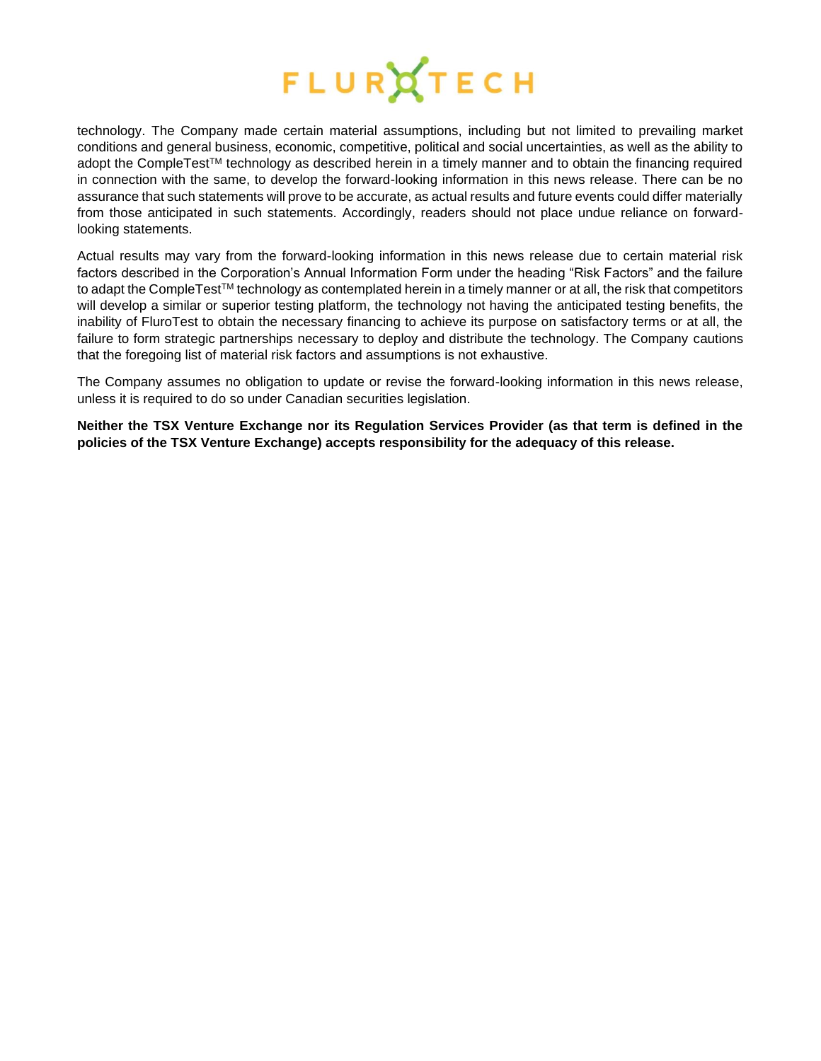technology. The Company made certain material assumptions, including but not limited to prevailing market conditions and general business, economic, competitive, political and social uncertainties, as well as the ability to adopt the CompleTest™ technology as described herein in a timely manner and to obtain the financing required in connection with the same, to develop the forward-looking information in this news release. There can be no assurance that such statements will prove to be accurate, as actual results and future events could differ materially from those anticipated in such statements. Accordingly, readers should not place undue reliance on forward-looking statements.

Actual results may vary from the forward-looking information in this news release due to certain material risk factors described in the Corporation's Annual Information Form under the heading "Risk Factors" and the failure to adapt the CompleTest™ technology as contemplated herein in a timely manner or at all, the risk that competitors will develop a similar or superior testing platform, the technology not having the anticipated testing benefits, the inability of FluroTest to obtain the necessary financing to achieve its purpose on satisfactory terms or at all, the failure to form strategic partnerships necessary to deploy and distribute the technology. The Company cautions that the foregoing list of material risk factors and assumptions is not exhaustive.

The Company assumes no obligation to update or revise the forward-looking information in this news release, unless it is required to do so under Canadian securities legislation.

**Neither the TSX Venture Exchange nor its Regulation Services Provider (as that term is defined in the policies of the TSX Venture Exchange) accepts responsibility for the adequacy of this release.**